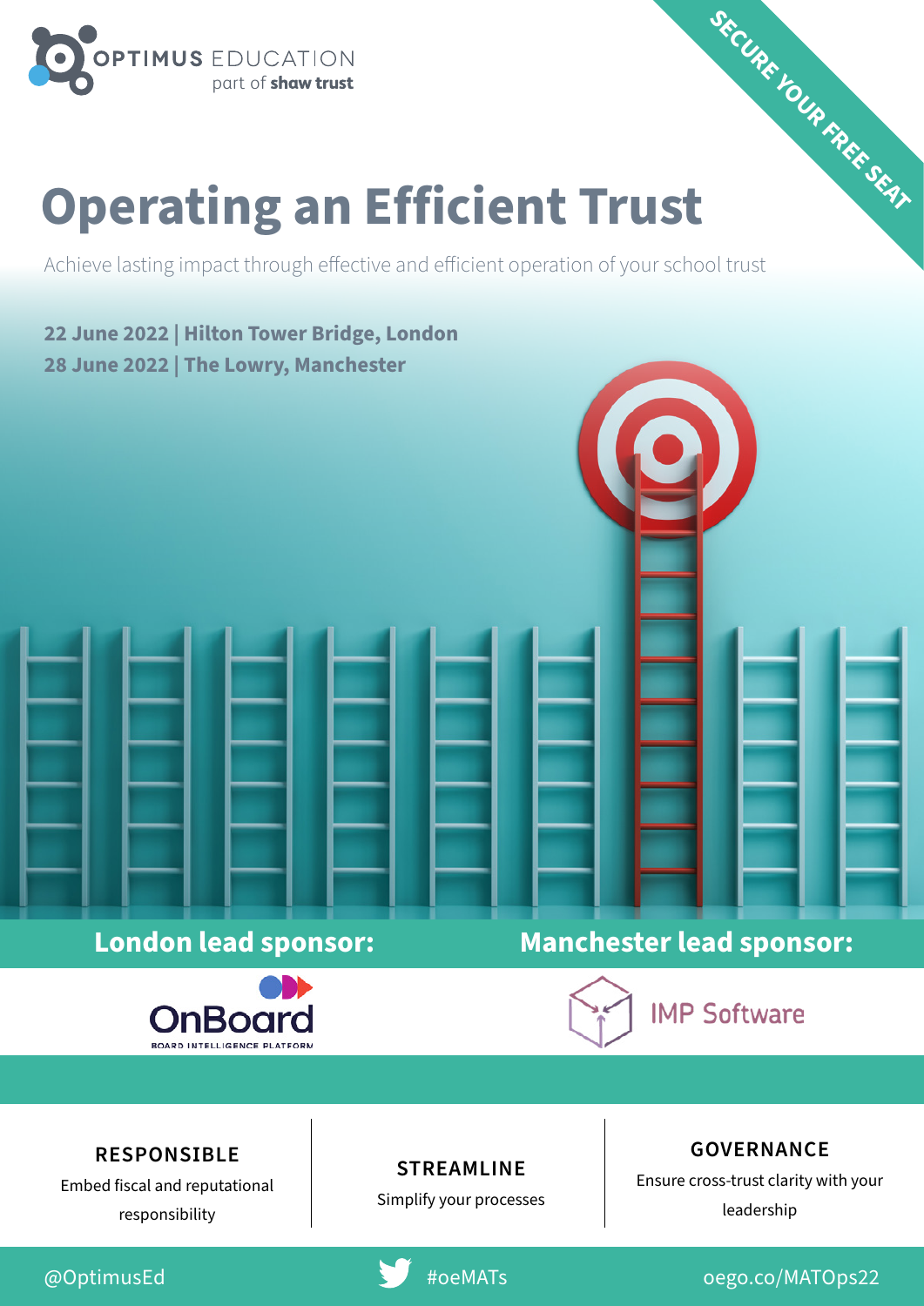OPTIMUS EDUCATION
part of shaw trust

SECURE YOUR FREE SEAT

# Operating an Efficient Trust

Achieve lasting impact through effective and efficient operation of your school trust

**22 June 2022 | Hilton Tower Bridge, London**
**28 June 2022 | The Lowry, Manchester**

**London lead sponsor:** OnBoard – BOARD INTELLIGENCE PLATFORM

**Manchester lead sponsor:** IMP Software

### RESPONSIBLE
Embed fiscal and reputational responsibility

### STREAMLINE
Simplify your processes

### GOVERNANCE
Ensure cross-trust clarity with your leadership

@OptimusEd | #oeMATs | oego.co/MATOps22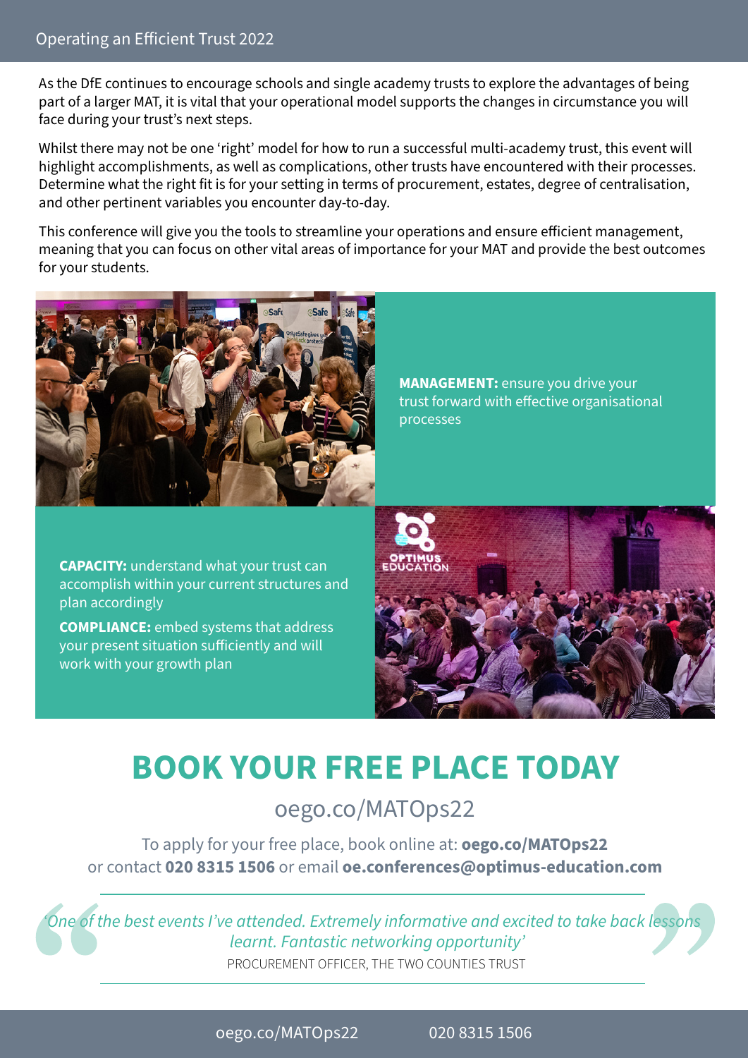As the DfE continues to encourage schools and single academy trusts to explore the advantages of being part of a larger MAT, it is vital that your operational model supports the changes in circumstance you will face during your trust's next steps.

Whilst there may not be one 'right' model for how to run a successful multi-academy trust, this event will highlight accomplishments, as well as complications, other trusts have encountered with their processes. Determine what the right fit is for your setting in terms of procurement, estates, degree of centralisation, and other pertinent variables you encounter day-to-day.

This conference will give you the tools to streamline your operations and ensure efficient management, meaning that you can focus on other vital areas of importance for your MAT and provide the best outcomes for your students.

**MANAGEMENT:** ensure you drive your trust forward with effective organisational processes

**CAPACITY:** understand what your trust can accomplish within your current structures and plan accordingly

**COMPLIANCE:** embed systems that address your present situation sufficiently and will work with your growth plan

# BOOK YOUR FREE PLACE TODAY

oego.co/MATOps22

To apply for your free place, book online at: **oego.co/MATOps22** or contact **020 8315 1506** or email **oe.conferences@optimus-education.com**

*'One of the best events I've attended. Extremely informative and excited to take back lessons learnt. Fantastic networking opportunity'*

PROCUREMENT OFFICER, THE TWO COUNTIES TRUST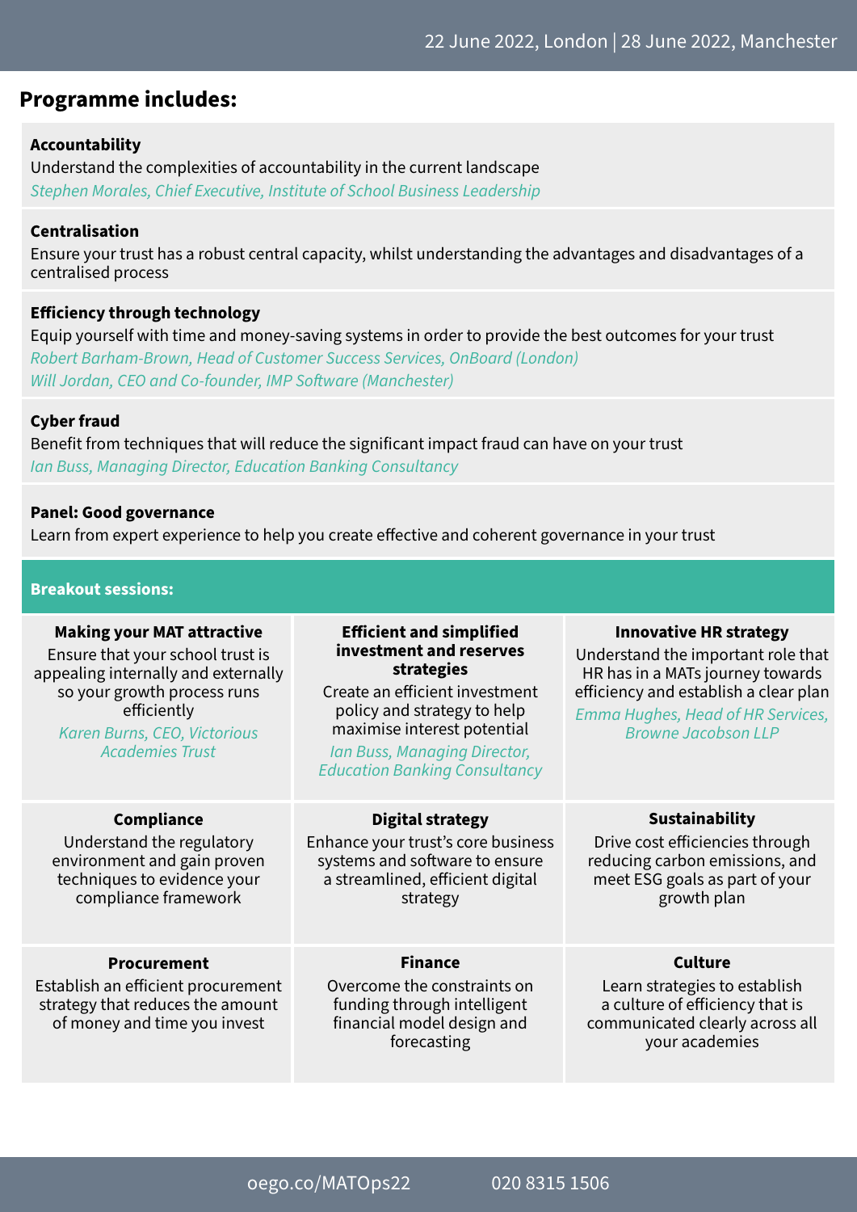22 June 2022, London | 28 June 2022, Manchester

## Programme includes:

**Accountability**
Understand the complexities of accountability in the current landscape
*Stephen Morales, Chief Executive, Institute of School Business Leadership*

**Centralisation**
Ensure your trust has a robust central capacity, whilst understanding the advantages and disadvantages of a centralised process

**Efficiency through technology**
Equip yourself with time and money-saving systems in order to provide the best outcomes for your trust
*Robert Barham-Brown, Head of Customer Success Services, OnBoard (London)*
*Will Jordan, CEO and Co-founder, IMP Software (Manchester)*

**Cyber fraud**
Benefit from techniques that will reduce the significant impact fraud can have on your trust
*Ian Buss, Managing Director, Education Banking Consultancy*

**Panel: Good governance**
Learn from expert experience to help you create effective and coherent governance in your trust

### Breakout sessions:

**Making your MAT attractive**
Ensure that your school trust is appealing internally and externally so your growth process runs efficiently
*Karen Burns, CEO, Victorious Academies Trust*

**Efficient and simplified investment and reserves strategies**
Create an efficient investment policy and strategy to help maximise interest potential
*Ian Buss, Managing Director, Education Banking Consultancy*

**Innovative HR strategy**
Understand the important role that HR has in a MATs journey towards efficiency and establish a clear plan
*Emma Hughes, Head of HR Services, Browne Jacobson LLP*

**Compliance**
Understand the regulatory environment and gain proven techniques to evidence your compliance framework

**Digital strategy**
Enhance your trust's core business systems and software to ensure a streamlined, efficient digital strategy

**Sustainability**
Drive cost efficiencies through reducing carbon emissions, and meet ESG goals as part of your growth plan

**Procurement**
Establish an efficient procurement strategy that reduces the amount of money and time you invest

**Finance**
Overcome the constraints on funding through intelligent financial model design and forecasting

**Culture**
Learn strategies to establish a culture of efficiency that is communicated clearly across all your academies

oego.co/MATOps22 020 8315 1506